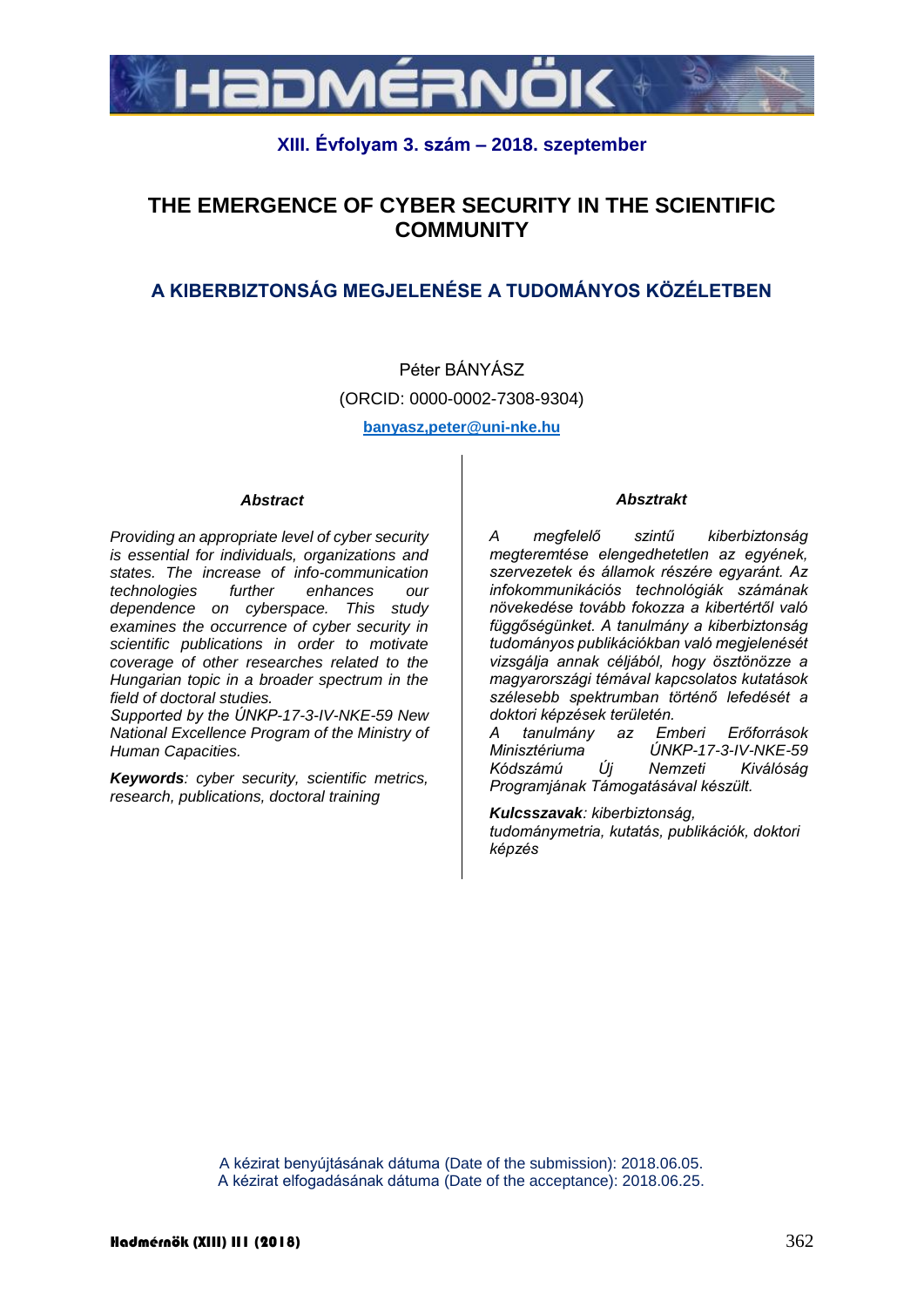# THE EMERGENCE OF CYBER SECURITY IN THE SCIENTIFIC COMMUNITY

## A KIBERBIZTONSÁG MEGJELENÉSE A TUDOMÁNYOS KÖZÉLETBEN

Péter BÁNYÁSZ

(ORCID: 0000-0002-7308-9304)

banyasz,peter@uni-nke.hu

***Abstract***

*Providing an appropriate level of cyber security is essential for individuals, organizations and states. The increase of info-communication technologies further enhances our dependence on cyberspace. This study examines the occurrence of cyber security in scientific publications in order to motivate coverage of other researches related to the Hungarian topic in a broader spectrum in the field of doctoral studies.*

*Supported by the ÚNKP-17-3-IV-NKE-59 New National Excellence Program of the Ministry of Human Capacities.*

***Keywords****: cyber security, scientific metrics, research, publications, doctoral training*

***Absztrakt***

*A megfelelő szintű kiberbiztonság megteremtése elengedhetetlen az egyének, szervezetek és államok részére egyaránt. Az infokommunikációs technológiák számának növekedése tovább fokozza a kibertértől való függőségünket. A tanulmány a kiberbiztonság tudományos publikációkban való megjelenését vizsgálja annak céljából, hogy ösztönözze a magyarországi témával kapcsolatos kutatások szélesebb spektrumban történő lefedését a doktori képzések területén.*

*A tanulmány az Emberi Erőforrások Minisztériuma ÚNKP-17-3-IV-NKE-59 Kódszámú Új Nemzeti Kiválóság Programjának Támogatásával készült.*

***Kulcsszavak****: kiberbiztonság, tudománymetria, kutatás, publikációk, doktori képzés*

A kézirat benyújtásának dátuma (Date of the submission): 2018.06.05.
A kézirat elfogadásának dátuma (Date of the acceptance): 2018.06.25.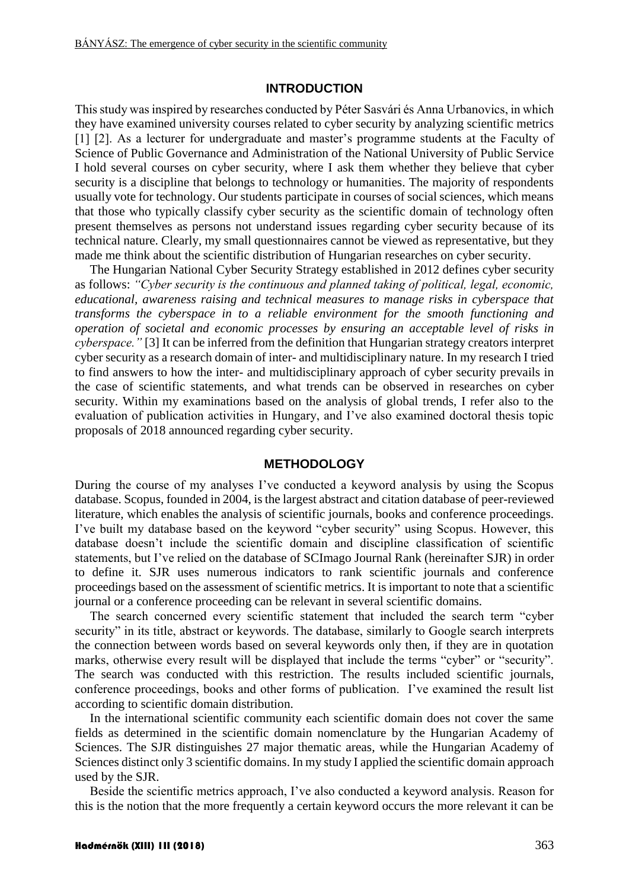## INTRODUCTION

This study was inspired by researches conducted by Péter Sasvári és Anna Urbanovics, in which they have examined university courses related to cyber security by analyzing scientific metrics [1] [2]. As a lecturer for undergraduate and master's programme students at the Faculty of Science of Public Governance and Administration of the National University of Public Service I hold several courses on cyber security, where I ask them whether they believe that cyber security is a discipline that belongs to technology or humanities. The majority of respondents usually vote for technology. Our students participate in courses of social sciences, which means that those who typically classify cyber security as the scientific domain of technology often present themselves as persons not understand issues regarding cyber security because of its technical nature. Clearly, my small questionnaires cannot be viewed as representative, but they made me think about the scientific distribution of Hungarian researches on cyber security.

The Hungarian National Cyber Security Strategy established in 2012 defines cyber security as follows: *"Cyber security is the continuous and planned taking of political, legal, economic, educational, awareness raising and technical measures to manage risks in cyberspace that transforms the cyberspace in to a reliable environment for the smooth functioning and operation of societal and economic processes by ensuring an acceptable level of risks in cyberspace."* [3] It can be inferred from the definition that Hungarian strategy creators interpret cyber security as a research domain of inter- and multidisciplinary nature. In my research I tried to find answers to how the inter- and multidisciplinary approach of cyber security prevails in the case of scientific statements, and what trends can be observed in researches on cyber security. Within my examinations based on the analysis of global trends, I refer also to the evaluation of publication activities in Hungary, and I've also examined doctoral thesis topic proposals of 2018 announced regarding cyber security.

## METHODOLOGY

During the course of my analyses I've conducted a keyword analysis by using the Scopus database. Scopus, founded in 2004, is the largest abstract and citation database of peer-reviewed literature, which enables the analysis of scientific journals, books and conference proceedings. I've built my database based on the keyword "cyber security" using Scopus. However, this database doesn't include the scientific domain and discipline classification of scientific statements, but I've relied on the database of SCImago Journal Rank (hereinafter SJR) in order to define it. SJR uses numerous indicators to rank scientific journals and conference proceedings based on the assessment of scientific metrics. It is important to note that a scientific journal or a conference proceeding can be relevant in several scientific domains.

The search concerned every scientific statement that included the search term "cyber security" in its title, abstract or keywords. The database, similarly to Google search interprets the connection between words based on several keywords only then, if they are in quotation marks, otherwise every result will be displayed that include the terms "cyber" or "security". The search was conducted with this restriction. The results included scientific journals, conference proceedings, books and other forms of publication. I've examined the result list according to scientific domain distribution.

In the international scientific community each scientific domain does not cover the same fields as determined in the scientific domain nomenclature by the Hungarian Academy of Sciences. The SJR distinguishes 27 major thematic areas, while the Hungarian Academy of Sciences distinct only 3 scientific domains. In my study I applied the scientific domain approach used by the SJR.

Beside the scientific metrics approach, I've also conducted a keyword analysis. Reason for this is the notion that the more frequently a certain keyword occurs the more relevant it can be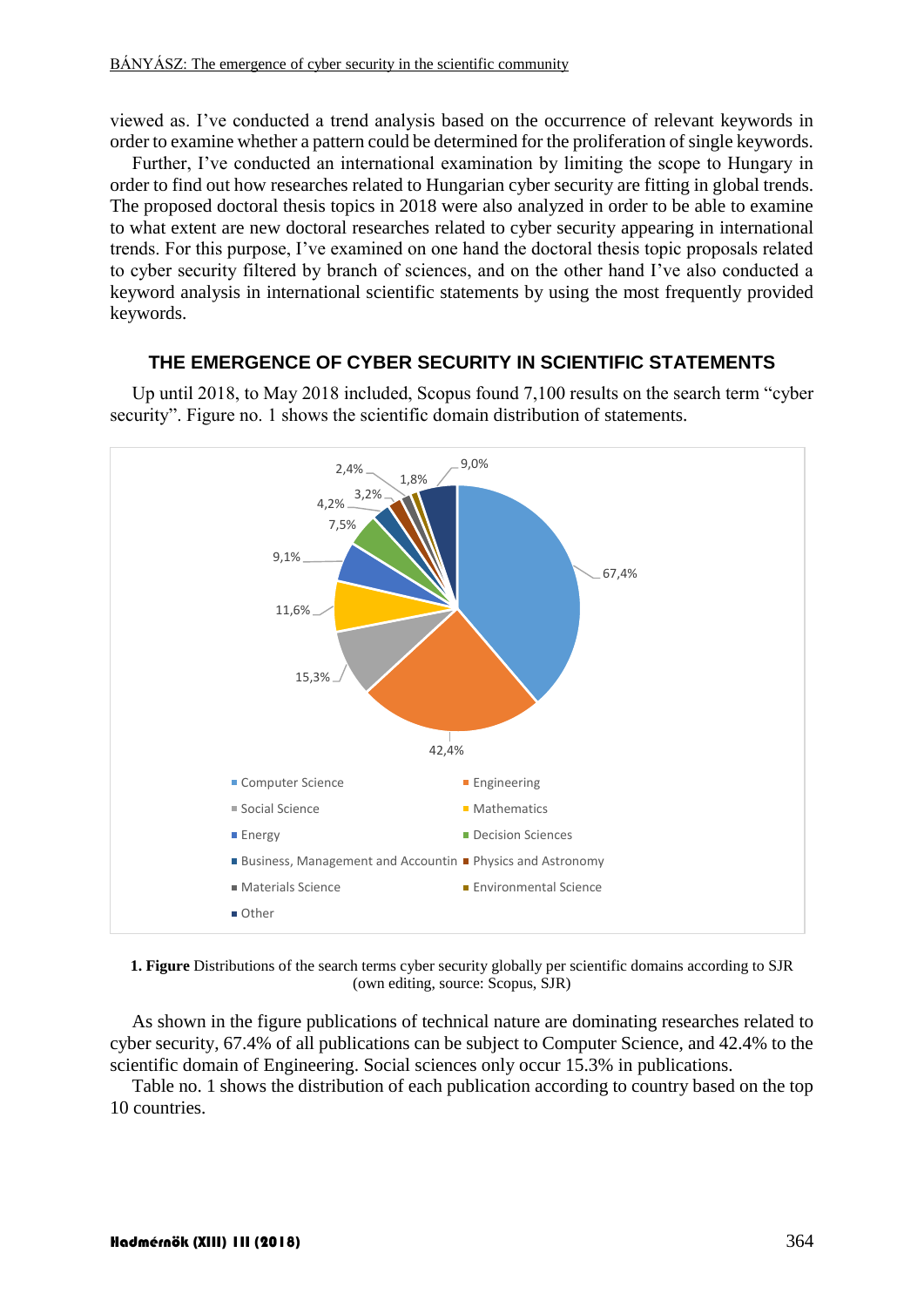viewed as. I've conducted a trend analysis based on the occurrence of relevant keywords in order to examine whether a pattern could be determined for the proliferation of single keywords.

Further, I've conducted an international examination by limiting the scope to Hungary in order to find out how researches related to Hungarian cyber security are fitting in global trends. The proposed doctoral thesis topics in 2018 were also analyzed in order to be able to examine to what extent are new doctoral researches related to cyber security appearing in international trends. For this purpose, I've examined on one hand the doctoral thesis topic proposals related to cyber security filtered by branch of sciences, and on the other hand I've also conducted a keyword analysis in international scientific statements by using the most frequently provided keywords.

## THE EMERGENCE OF CYBER SECURITY IN SCIENTIFIC STATEMENTS

Up until 2018, to May 2018 included, Scopus found 7,100 results on the search term "cyber security". Figure no. 1 shows the scientific domain distribution of statements.

**1. Figure** Distributions of the search terms cyber security globally per scientific domains according to SJR (own editing, source: Scopus, SJR)

As shown in the figure publications of technical nature are dominating researches related to cyber security, 67.4% of all publications can be subject to Computer Science, and 42.4% to the scientific domain of Engineering. Social sciences only occur 15.3% in publications.

Table no. 1 shows the distribution of each publication according to country based on the top 10 countries.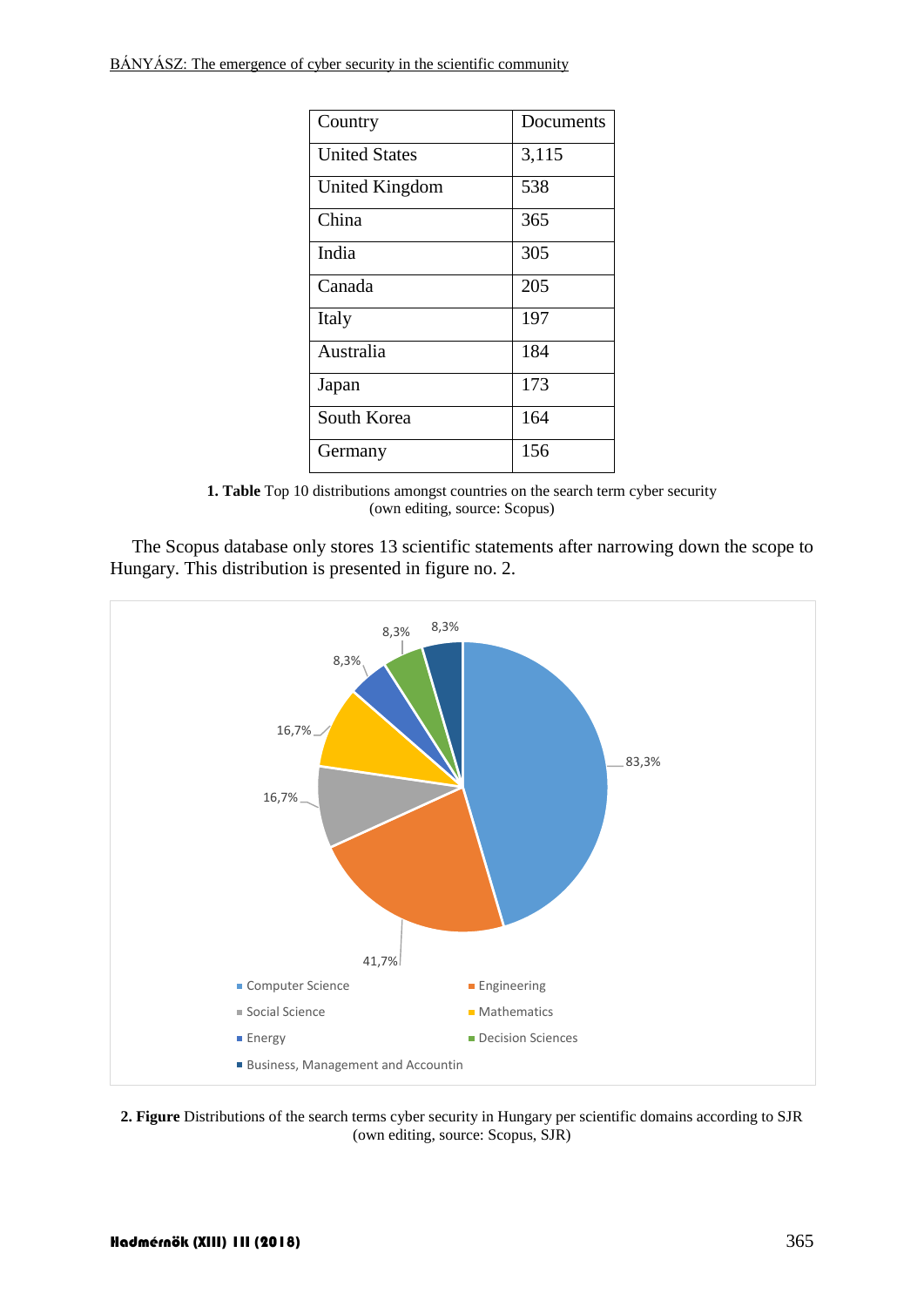| Country | Documents |
|---|---|
| United States | 3,115 |
| United Kingdom | 538 |
| China | 365 |
| India | 305 |
| Canada | 205 |
| Italy | 197 |
| Australia | 184 |
| Japan | 173 |
| South Korea | 164 |
| Germany | 156 |

**1. Table** Top 10 distributions amongst countries on the search term cyber security (own editing, source: Scopus)

The Scopus database only stores 13 scientific statements after narrowing down the scope to Hungary. This distribution is presented in figure no. 2.

**2. Figure** Distributions of the search terms cyber security in Hungary per scientific domains according to SJR (own editing, source: Scopus, SJR)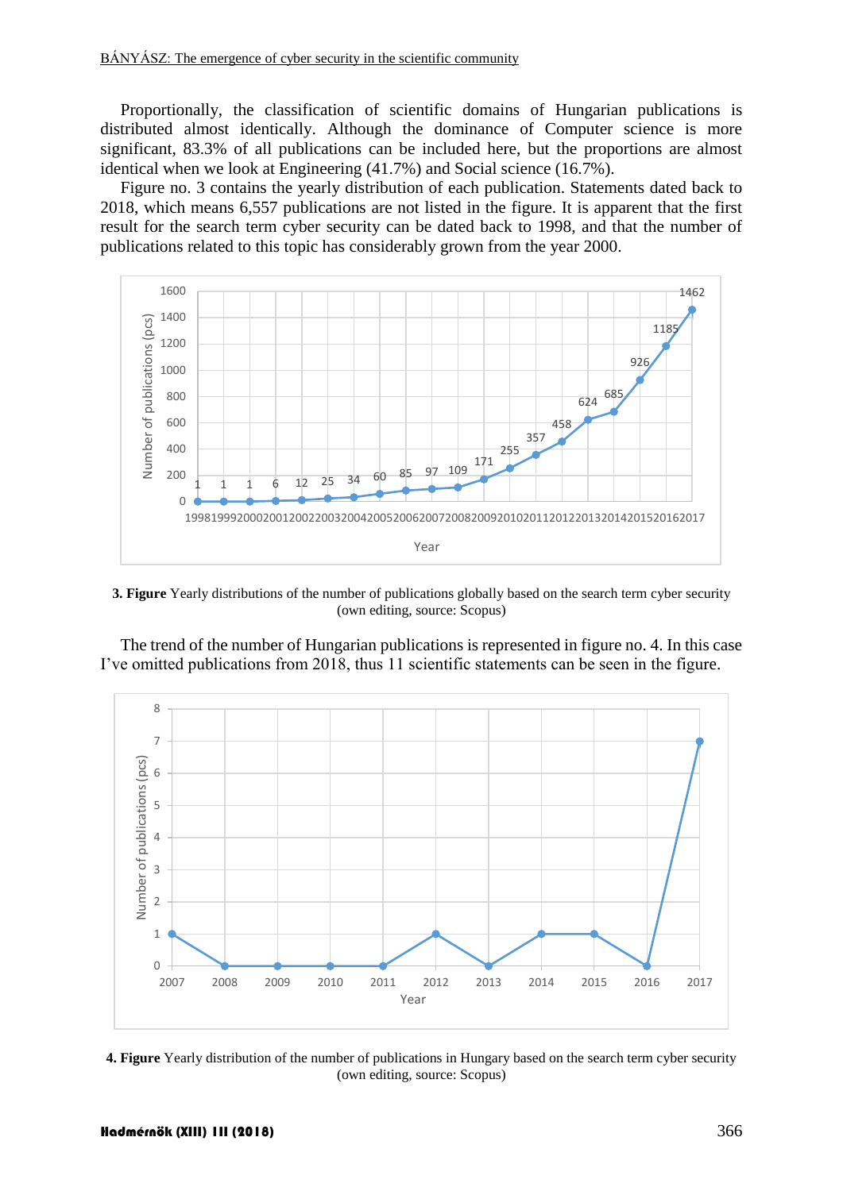Proportionally, the classification of scientific domains of Hungarian publications is distributed almost identically. Although the dominance of Computer science is more significant, 83.3% of all publications can be included here, but the proportions are almost identical when we look at Engineering (41.7%) and Social science (16.7%).

Figure no. 3 contains the yearly distribution of each publication. Statements dated back to 2018, which means 6,557 publications are not listed in the figure. It is apparent that the first result for the search term cyber security can be dated back to 1998, and that the number of publications related to this topic has considerably grown from the year 2000.

**3. Figure** Yearly distributions of the number of publications globally based on the search term cyber security (own editing, source: Scopus)

The trend of the number of Hungarian publications is represented in figure no. 4. In this case I've omitted publications from 2018, thus 11 scientific statements can be seen in the figure.

**4. Figure** Yearly distribution of the number of publications in Hungary based on the search term cyber security (own editing, source: Scopus)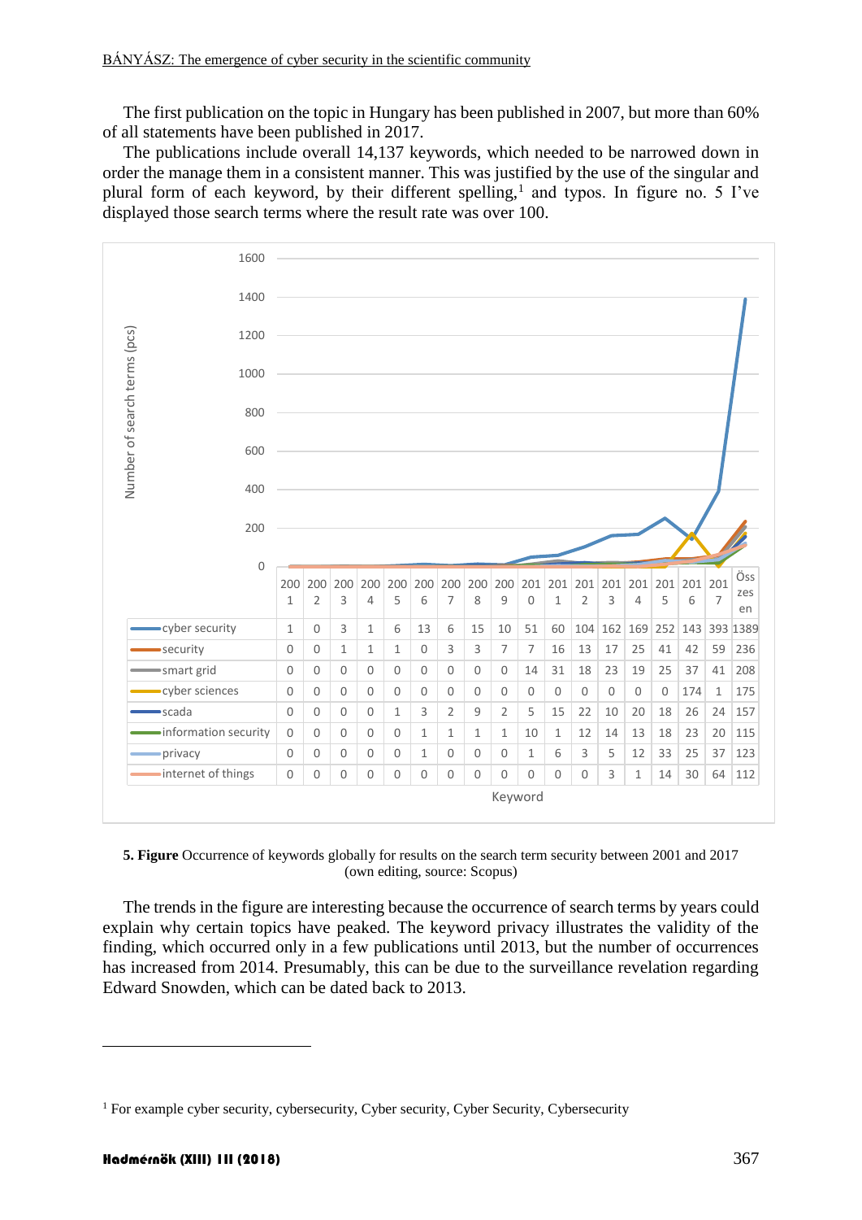The first publication on the topic in Hungary has been published in 2007, but more than 60% of all statements have been published in 2017.

The publications include overall 14,137 keywords, which needed to be narrowed down in order the manage them in a consistent manner. This was justified by the use of the singular and plural form of each keyword, by their different spelling,[1] and typos. In figure no. 5 I've displayed those search terms where the result rate was over 100.

| Keyword | 2001 | 2002 | 2003 | 2004 | 2005 | 2006 | 2007 | 2008 | 2009 | 2010 | 2011 | 2012 | 2013 | 2014 | 2015 | 2016 | 2017 | Összesen |
|---|---|---|---|---|---|---|---|---|---|---|---|---|---|---|---|---|---|---|
| cyber security | 1 | 0 | 3 | 1 | 6 | 13 | 6 | 15 | 10 | 51 | 60 | 104 | 162 | 169 | 252 | 143 | 393 | 1389 |
| security | 0 | 0 | 1 | 1 | 1 | 0 | 3 | 3 | 7 | 7 | 16 | 13 | 17 | 25 | 41 | 42 | 59 | 236 |
| smart grid | 0 | 0 | 0 | 0 | 0 | 0 | 0 | 0 | 0 | 14 | 31 | 18 | 23 | 19 | 25 | 37 | 41 | 208 |
| cyber sciences | 0 | 0 | 0 | 0 | 0 | 0 | 0 | 0 | 0 | 0 | 0 | 0 | 0 | 0 | 0 | 174 | 1 | 175 |
| scada | 0 | 0 | 0 | 0 | 1 | 3 | 2 | 9 | 2 | 5 | 15 | 22 | 10 | 20 | 18 | 26 | 24 | 157 |
| information security | 0 | 0 | 0 | 0 | 0 | 1 | 1 | 1 | 1 | 10 | 1 | 12 | 14 | 13 | 18 | 23 | 20 | 115 |
| privacy | 0 | 0 | 0 | 0 | 0 | 1 | 0 | 0 | 0 | 1 | 6 | 3 | 5 | 12 | 33 | 25 | 37 | 123 |
| internet of things | 0 | 0 | 0 | 0 | 0 | 0 | 0 | 0 | 0 | 0 | 0 | 0 | 3 | 1 | 14 | 30 | 64 | 112 |

**5. Figure** Occurrence of keywords globally for results on the search term security between 2001 and 2017 (own editing, source: Scopus)

The trends in the figure are interesting because the occurrence of search terms by years could explain why certain topics have peaked. The keyword privacy illustrates the validity of the finding, which occurred only in a few publications until 2013, but the number of occurrences has increased from 2014. Presumably, this can be due to the surveillance revelation regarding Edward Snowden, which can be dated back to 2013.

[1] For example cyber security, cybersecurity, Cyber security, Cyber Security, Cybersecurity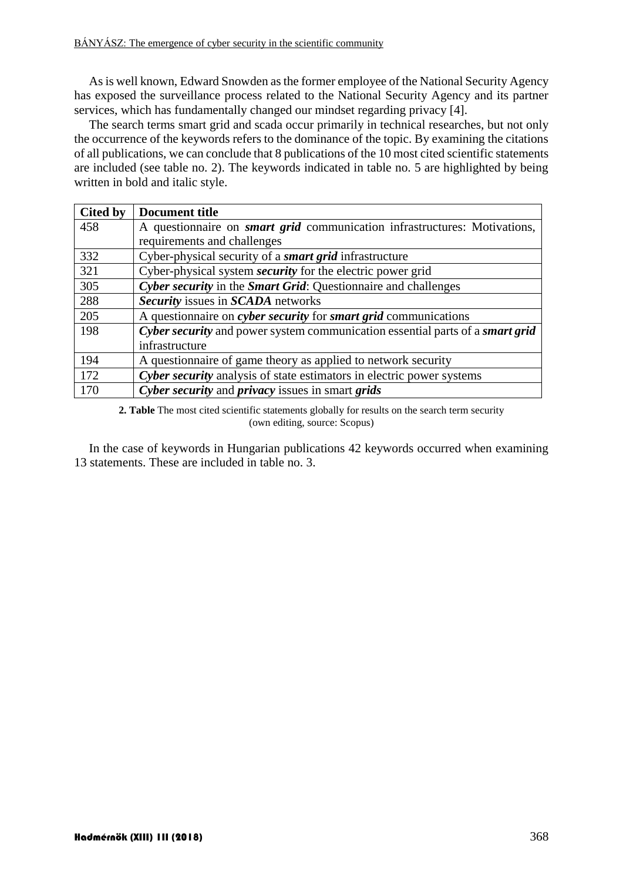As is well known, Edward Snowden as the former employee of the National Security Agency has exposed the surveillance process related to the National Security Agency and its partner services, which has fundamentally changed our mindset regarding privacy [4].

The search terms smart grid and scada occur primarily in technical researches, but not only the occurrence of the keywords refers to the dominance of the topic. By examining the citations of all publications, we can conclude that 8 publications of the 10 most cited scientific statements are included (see table no. 2). The keywords indicated in table no. 5 are highlighted by being written in bold and italic style.

| Cited by | Document title |
|---|---|
| 458 | A questionnaire on ***smart grid*** communication infrastructures: Motivations, requirements and challenges |
| 332 | Cyber-physical security of a ***smart grid*** infrastructure |
| 321 | Cyber-physical system ***security*** for the electric power grid |
| 305 | ***Cyber security*** in the ***Smart Grid***: Questionnaire and challenges |
| 288 | ***Security*** issues in ***SCADA*** networks |
| 205 | A questionnaire on ***cyber security*** for ***smart grid*** communications |
| 198 | ***Cyber security*** and power system communication essential parts of a ***smart grid*** infrastructure |
| 194 | A questionnaire of game theory as applied to network security |
| 172 | ***Cyber security*** analysis of state estimators in electric power systems |
| 170 | ***Cyber security*** and ***privacy*** issues in smart ***grids*** |

**2. Table** The most cited scientific statements globally for results on the search term security (own editing, source: Scopus)

In the case of keywords in Hungarian publications 42 keywords occurred when examining 13 statements. These are included in table no. 3.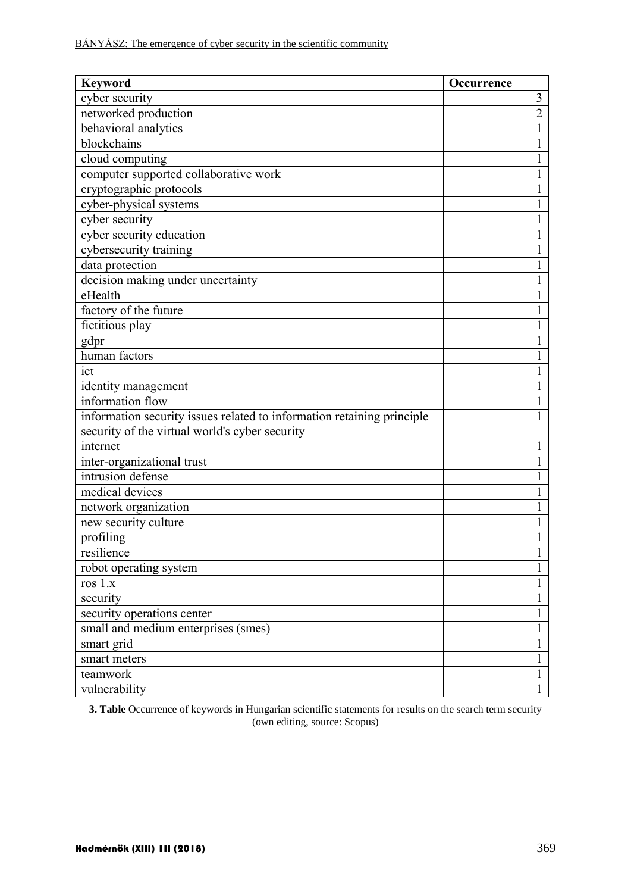| Keyword | Occurrence |
|---|---|
| cyber security | 3 |
| networked production | 2 |
| behavioral analytics | 1 |
| blockchains | 1 |
| cloud computing | 1 |
| computer supported collaborative work | 1 |
| cryptographic protocols | 1 |
| cyber-physical systems | 1 |
| cyber security | 1 |
| cyber security education | 1 |
| cybersecurity training | 1 |
| data protection | 1 |
| decision making under uncertainty | 1 |
| eHealth | 1 |
| factory of the future | 1 |
| fictitious play | 1 |
| gdpr | 1 |
| human factors | 1 |
| ict | 1 |
| identity management | 1 |
| information flow | 1 |
| information security issues related to information retaining principle security of the virtual world's cyber security | 1 |
| internet | 1 |
| inter-organizational trust | 1 |
| intrusion defense | 1 |
| medical devices | 1 |
| network organization | 1 |
| new security culture | 1 |
| profiling | 1 |
| resilience | 1 |
| robot operating system | 1 |
| ros 1.x | 1 |
| security | 1 |
| security operations center | 1 |
| small and medium enterprises (smes) | 1 |
| smart grid | 1 |
| smart meters | 1 |
| teamwork | 1 |
| vulnerability | 1 |

**3. Table** Occurrence of keywords in Hungarian scientific statements for results on the search term security (own editing, source: Scopus)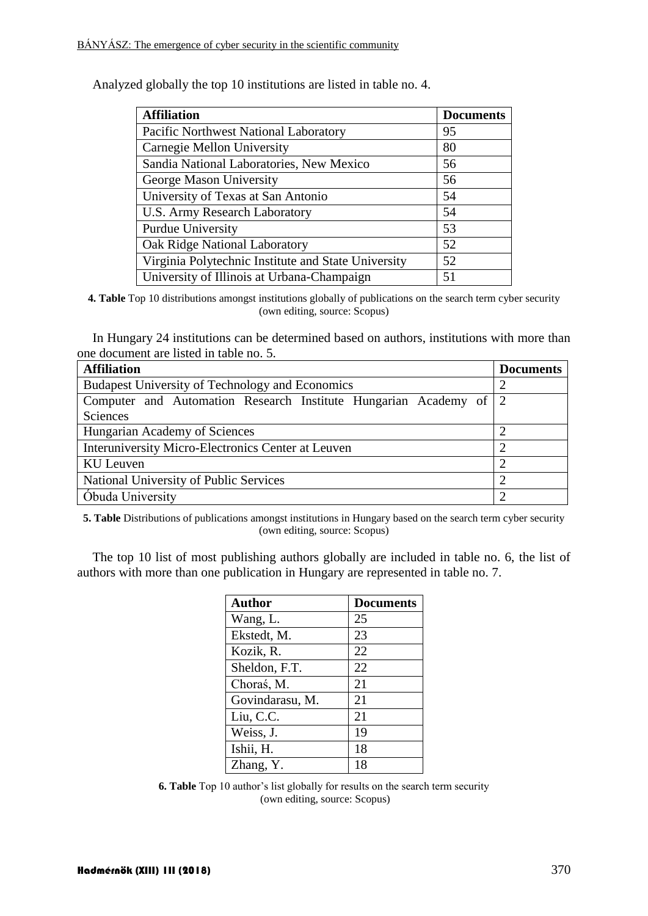Analyzed globally the top 10 institutions are listed in table no. 4.

| Affiliation | Documents |
|---|---|
| Pacific Northwest National Laboratory | 95 |
| Carnegie Mellon University | 80 |
| Sandia National Laboratories, New Mexico | 56 |
| George Mason University | 56 |
| University of Texas at San Antonio | 54 |
| U.S. Army Research Laboratory | 54 |
| Purdue University | 53 |
| Oak Ridge National Laboratory | 52 |
| Virginia Polytechnic Institute and State University | 52 |
| University of Illinois at Urbana-Champaign | 51 |

**4. Table** Top 10 distributions amongst institutions globally of publications on the search term cyber security (own editing, source: Scopus)

In Hungary 24 institutions can be determined based on authors, institutions with more than one document are listed in table no. 5.

| Affiliation | Documents |
|---|---|
| Budapest University of Technology and Economics | 2 |
| Computer and Automation Research Institute Hungarian Academy of Sciences | 2 |
| Hungarian Academy of Sciences | 2 |
| Interuniversity Micro-Electronics Center at Leuven | 2 |
| KU Leuven | 2 |
| National University of Public Services | 2 |
| Óbuda University | 2 |

**5. Table** Distributions of publications amongst institutions in Hungary based on the search term cyber security (own editing, source: Scopus)

The top 10 list of most publishing authors globally are included in table no. 6, the list of authors with more than one publication in Hungary are represented in table no. 7.

| Author | Documents |
|---|---|
| Wang, L. | 25 |
| Ekstedt, M. | 23 |
| Kozik, R. | 22 |
| Sheldon, F.T. | 22 |
| Choraś, M. | 21 |
| Govindarasu, M. | 21 |
| Liu, C.C. | 21 |
| Weiss, J. | 19 |
| Ishii, H. | 18 |
| Zhang, Y. | 18 |

**6. Table** Top 10 author's list globally for results on the search term security (own editing, source: Scopus)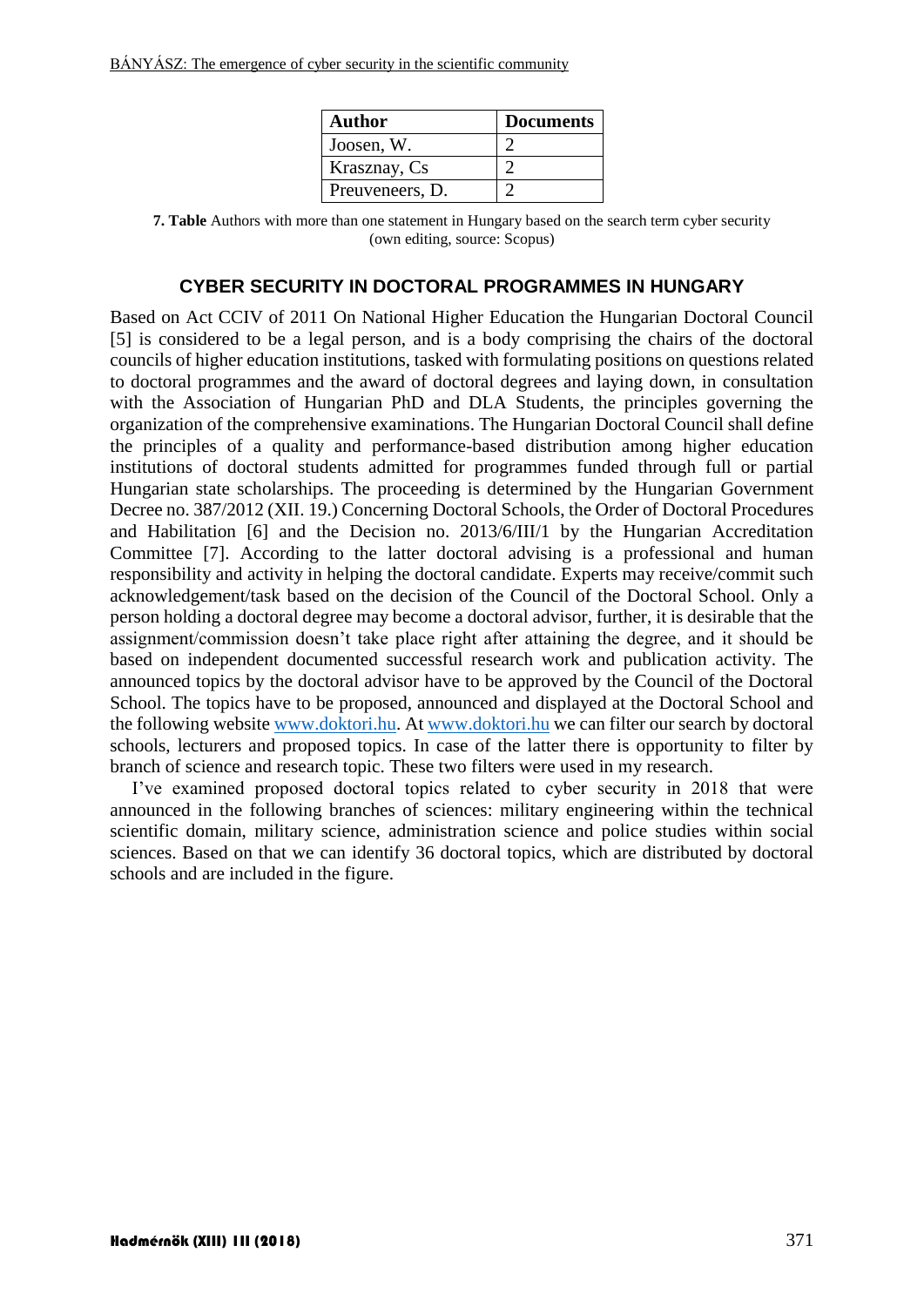| Author | Documents |
|---|---|
| Joosen, W. | 2 |
| Krasznay, Cs | 2 |
| Preuveneers, D. | 2 |

**7. Table** Authors with more than one statement in Hungary based on the search term cyber security (own editing, source: Scopus)

## CYBER SECURITY IN DOCTORAL PROGRAMMES IN HUNGARY

Based on Act CCIV of 2011 On National Higher Education the Hungarian Doctoral Council [5] is considered to be a legal person, and is a body comprising the chairs of the doctoral councils of higher education institutions, tasked with formulating positions on questions related to doctoral programmes and the award of doctoral degrees and laying down, in consultation with the Association of Hungarian PhD and DLA Students, the principles governing the organization of the comprehensive examinations. The Hungarian Doctoral Council shall define the principles of a quality and performance-based distribution among higher education institutions of doctoral students admitted for programmes funded through full or partial Hungarian state scholarships. The proceeding is determined by the Hungarian Government Decree no. 387/2012 (XII. 19.) Concerning Doctoral Schools, the Order of Doctoral Procedures and Habilitation [6] and the Decision no. 2013/6/III/1 by the Hungarian Accreditation Committee [7]. According to the latter doctoral advising is a professional and human responsibility and activity in helping the doctoral candidate. Experts may receive/commit such acknowledgement/task based on the decision of the Council of the Doctoral School. Only a person holding a doctoral degree may become a doctoral advisor, further, it is desirable that the assignment/commission doesn't take place right after attaining the degree, and it should be based on independent documented successful research work and publication activity. The announced topics by the doctoral advisor have to be approved by the Council of the Doctoral School. The topics have to be proposed, announced and displayed at the Doctoral School and the following website www.doktori.hu. At www.doktori.hu we can filter our search by doctoral schools, lecturers and proposed topics. In case of the latter there is opportunity to filter by branch of science and research topic. These two filters were used in my research.

I've examined proposed doctoral topics related to cyber security in 2018 that were announced in the following branches of sciences: military engineering within the technical scientific domain, military science, administration science and police studies within social sciences. Based on that we can identify 36 doctoral topics, which are distributed by doctoral schools and are included in the figure.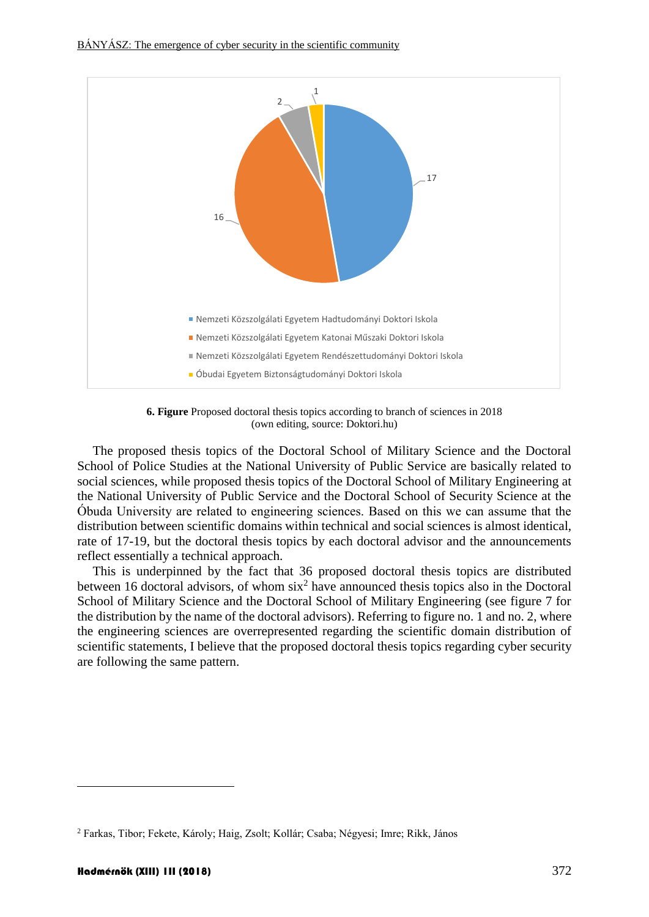17

16

2

1

- Nemzeti Közszolgálati Egyetem Hadtudományi Doktori Iskola
- Nemzeti Közszolgálati Egyetem Katonai Műszaki Doktori Iskola
- Nemzeti Közszolgálati Egyetem Rendészettudományi Doktori Iskola
- Óbudai Egyetem Biztonságtudományi Doktori Iskola

**6. Figure** Proposed doctoral thesis topics according to branch of sciences in 2018
(own editing, source: Doktori.hu)

The proposed thesis topics of the Doctoral School of Military Science and the Doctoral School of Police Studies at the National University of Public Service are basically related to social sciences, while proposed thesis topics of the Doctoral School of Military Engineering at the National University of Public Service and the Doctoral School of Security Science at the Óbuda University are related to engineering sciences. Based on this we can assume that the distribution between scientific domains within technical and social sciences is almost identical, rate of 17-19, but the doctoral thesis topics by each doctoral advisor and the announcements reflect essentially a technical approach.

This is underpinned by the fact that 36 proposed doctoral thesis topics are distributed between 16 doctoral advisors, of whom six[2] have announced thesis topics also in the Doctoral School of Military Science and the Doctoral School of Military Engineering (see figure 7 for the distribution by the name of the doctoral advisors). Referring to figure no. 1 and no. 2, where the engineering sciences are overrepresented regarding the scientific domain distribution of scientific statements, I believe that the proposed doctoral thesis topics regarding cyber security are following the same pattern.

[2] Farkas, Tibor; Fekete, Károly; Haig, Zsolt; Kollár; Csaba; Négyesi; Imre; Rikk, János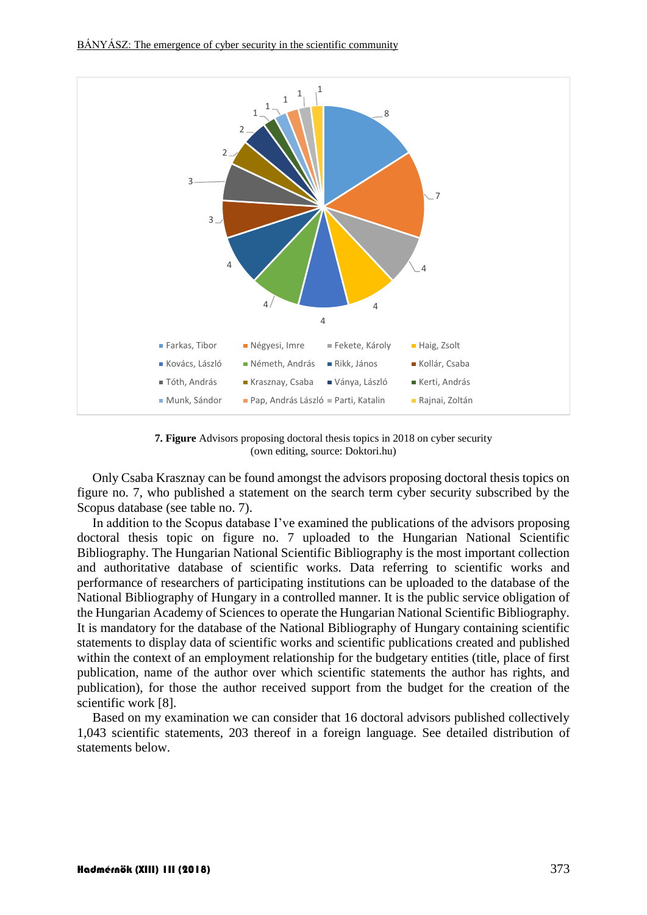7. **Figure** Advisors proposing doctoral thesis topics in 2018 on cyber security (own editing, source: Doktori.hu)

Only Csaba Krasznay can be found amongst the advisors proposing doctoral thesis topics on figure no. 7, who published a statement on the search term cyber security subscribed by the Scopus database (see table no. 7).

In addition to the Scopus database I've examined the publications of the advisors proposing doctoral thesis topic on figure no. 7 uploaded to the Hungarian National Scientific Bibliography. The Hungarian National Scientific Bibliography is the most important collection and authoritative database of scientific works. Data referring to scientific works and performance of researchers of participating institutions can be uploaded to the database of the National Bibliography of Hungary in a controlled manner. It is the public service obligation of the Hungarian Academy of Sciences to operate the Hungarian National Scientific Bibliography. It is mandatory for the database of the National Bibliography of Hungary containing scientific statements to display data of scientific works and scientific publications created and published within the context of an employment relationship for the budgetary entities (title, place of first publication, name of the author over which scientific statements the author has rights, and publication), for those the author received support from the budget for the creation of the scientific work [8].

Based on my examination we can consider that 16 doctoral advisors published collectively 1,043 scientific statements, 203 thereof in a foreign language. See detailed distribution of statements below.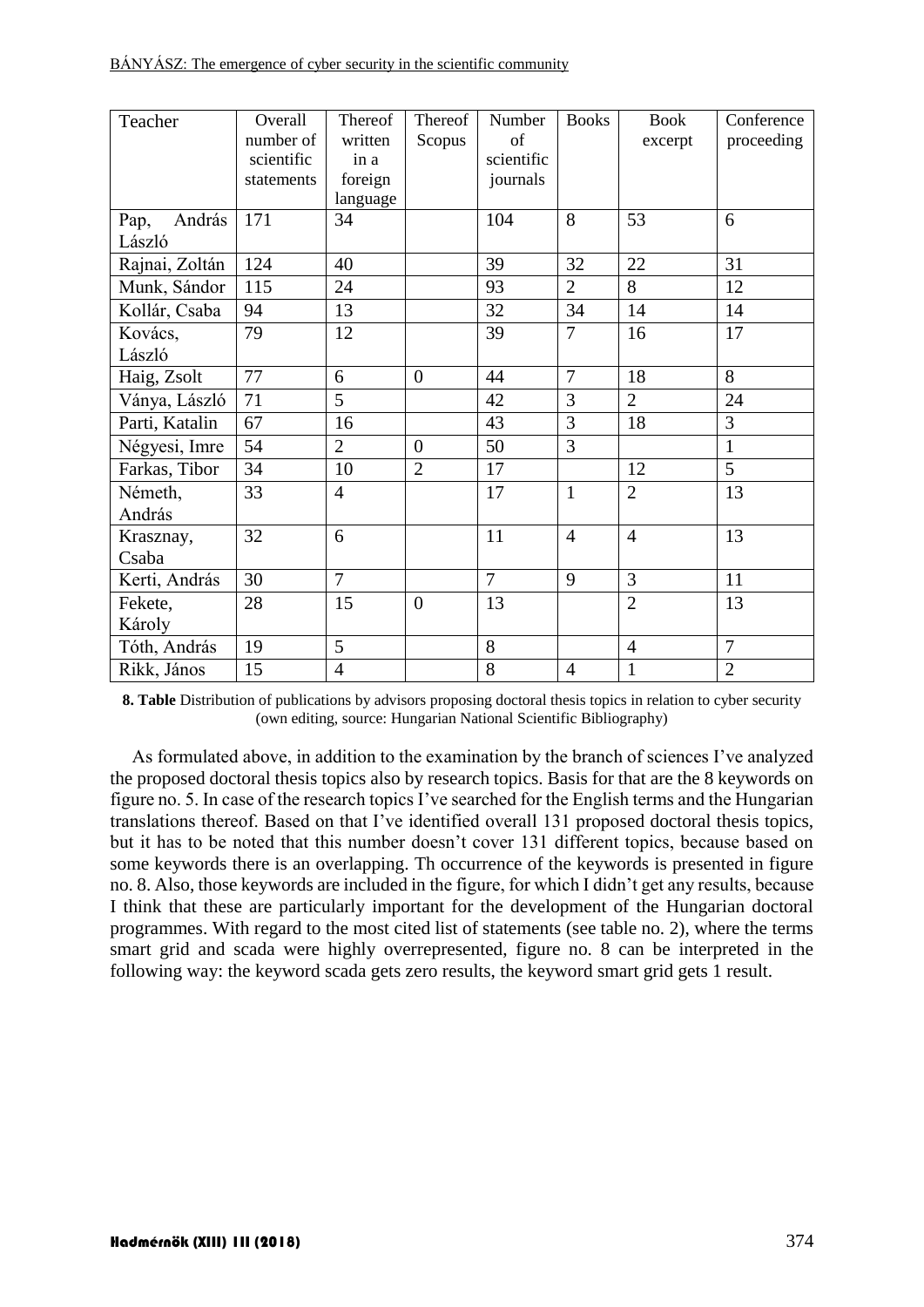| Teacher | Overall number of scientific statements | Thereof written in a foreign language | Thereof Scopus | Number of scientific journals | Books | Book excerpt | Conference proceeding |
|---|---|---|---|---|---|---|---|
| Pap, András László | 171 | 34 | | 104 | 8 | 53 | 6 |
| Rajnai, Zoltán | 124 | 40 | | 39 | 32 | 22 | 31 |
| Munk, Sándor | 115 | 24 | | 93 | 2 | 8 | 12 |
| Kollár, Csaba | 94 | 13 | | 32 | 34 | 14 | 14 |
| Kovács, László | 79 | 12 | | 39 | 7 | 16 | 17 |
| Haig, Zsolt | 77 | 6 | 0 | 44 | 7 | 18 | 8 |
| Ványa, László | 71 | 5 | | 42 | 3 | 2 | 24 |
| Parti, Katalin | 67 | 16 | | 43 | 3 | 18 | 3 |
| Négyesi, Imre | 54 | 2 | 0 | 50 | 3 | | 1 |
| Farkas, Tibor | 34 | 10 | 2 | 17 | | 12 | 5 |
| Németh, András | 33 | 4 | | 17 | 1 | 2 | 13 |
| Krasznay, Csaba | 32 | 6 | | 11 | 4 | 4 | 13 |
| Kerti, András | 30 | 7 | | 7 | 9 | 3 | 11 |
| Fekete, Károly | 28 | 15 | 0 | 13 | | 2 | 13 |
| Tóth, András | 19 | 5 | | 8 | | 4 | 7 |
| Rikk, János | 15 | 4 | | 8 | 4 | 1 | 2 |

**8. Table** Distribution of publications by advisors proposing doctoral thesis topics in relation to cyber security (own editing, source: Hungarian National Scientific Bibliography)

As formulated above, in addition to the examination by the branch of sciences I've analyzed the proposed doctoral thesis topics also by research topics. Basis for that are the 8 keywords on figure no. 5. In case of the research topics I've searched for the English terms and the Hungarian translations thereof. Based on that I've identified overall 131 proposed doctoral thesis topics, but it has to be noted that this number doesn't cover 131 different topics, because based on some keywords there is an overlapping. Th occurrence of the keywords is presented in figure no. 8. Also, those keywords are included in the figure, for which I didn't get any results, because I think that these are particularly important for the development of the Hungarian doctoral programmes. With regard to the most cited list of statements (see table no. 2), where the terms smart grid and scada were highly overrepresented, figure no. 8 can be interpreted in the following way: the keyword scada gets zero results, the keyword smart grid gets 1 result.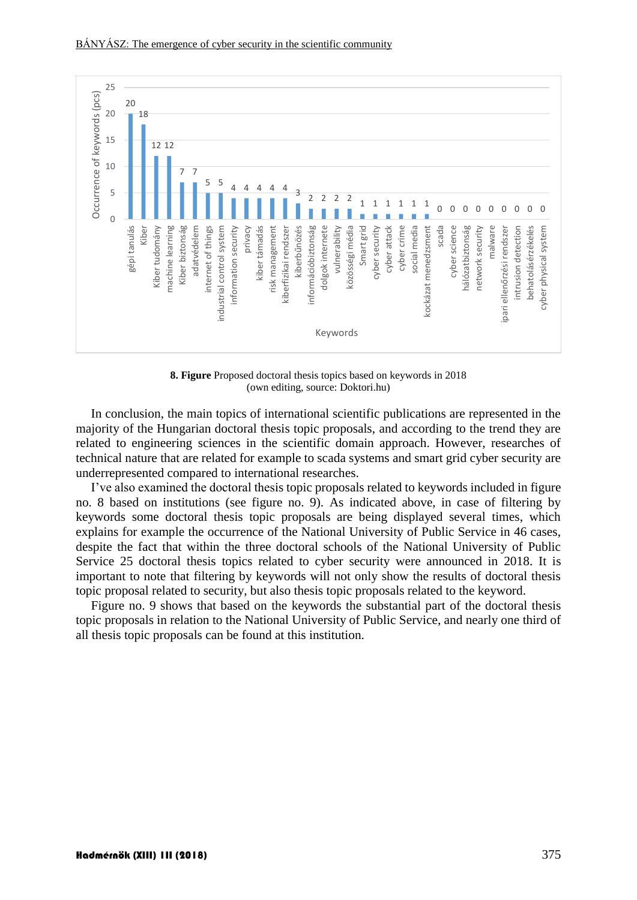| Keywords | Occurrence of keywords (pcs) |
|---|---|
| gépi tanulás | 20 |
| Kiber | 18 |
| Kiber tudomány | 12 |
| machine learning | 12 |
| Kiber biztonság | 7 |
| adatvédelem | 7 |
| internet of things | 5 |
| industrial control system | 5 |
| information security | 4 |
| privacy | 4 |
| kiber támadás | 4 |
| risk management | 4 |
| kiberfizikai rendszer | 4 |
| kiberbűnözés | 3 |
| információbiztonság | 2 |
| dolgok internete | 2 |
| vulnerability | 2 |
| közösségi média | 2 |
| Smart grid | 1 |
| cyber security | 1 |
| cyber attack | 1 |
| cyber crime | 1 |
| social media | 1 |
| kockázat menedzsment | 1 |
| scada | 0 |
| cyber science | 0 |
| hálózatbiztonság | 0 |
| network security | 0 |
| malware | 0 |
| ipari ellenőrzési rendszer | 0 |
| intrusion detection | 0 |
| behatolásérzékelés | 0 |
| cyber physical system | 0 |

**8. Figure** Proposed doctoral thesis topics based on keywords in 2018
(own editing, source: Doktori.hu)

In conclusion, the main topics of international scientific publications are represented in the majority of the Hungarian doctoral thesis topic proposals, and according to the trend they are related to engineering sciences in the scientific domain approach. However, researches of technical nature that are related for example to scada systems and smart grid cyber security are underrepresented compared to international researches.

I've also examined the doctoral thesis topic proposals related to keywords included in figure no. 8 based on institutions (see figure no. 9). As indicated above, in case of filtering by keywords some doctoral thesis topic proposals are being displayed several times, which explains for example the occurrence of the National University of Public Service in 46 cases, despite the fact that within the three doctoral schools of the National University of Public Service 25 doctoral thesis topics related to cyber security were announced in 2018. It is important to note that filtering by keywords will not only show the results of doctoral thesis topic proposal related to security, but also thesis topic proposals related to the keyword.

Figure no. 9 shows that based on the keywords the substantial part of the doctoral thesis topic proposals in relation to the National University of Public Service, and nearly one third of all thesis topic proposals can be found at this institution.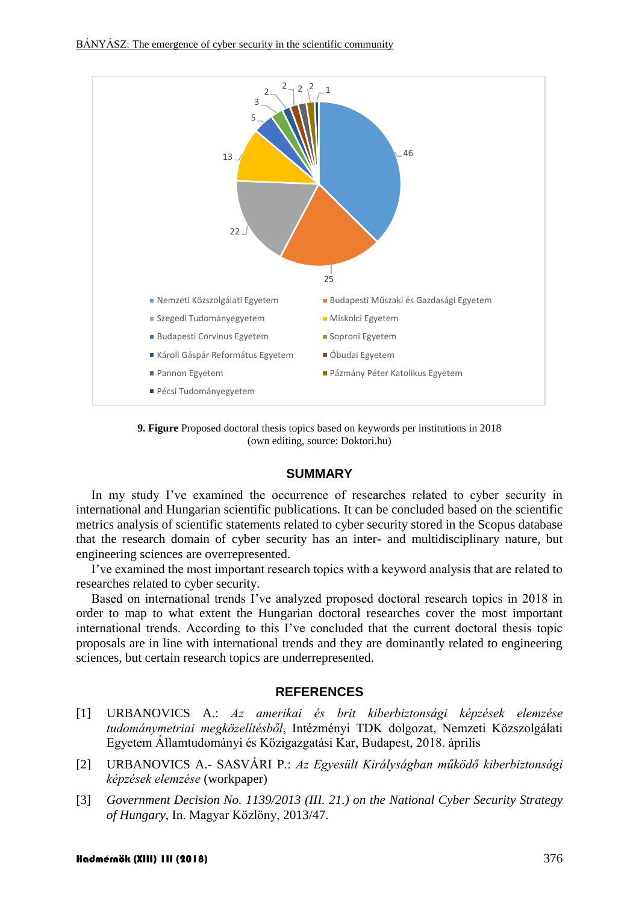9. **Figure** Proposed doctoral thesis topics based on keywords per institutions in 2018 (own editing, source: Doktori.hu)

## SUMMARY

In my study I've examined the occurrence of researches related to cyber security in international and Hungarian scientific publications. It can be concluded based on the scientific metrics analysis of scientific statements related to cyber security stored in the Scopus database that the research domain of cyber security has an inter- and multidisciplinary nature, but engineering sciences are overrepresented.

I've examined the most important research topics with a keyword analysis that are related to researches related to cyber security.

Based on international trends I've analyzed proposed doctoral research topics in 2018 in order to map to what extent the Hungarian doctoral researches cover the most important international trends. According to this I've concluded that the current doctoral thesis topic proposals are in line with international trends and they are dominantly related to engineering sciences, but certain research topics are underrepresented.

## REFERENCES

[1] URBANOVICS A.: *Az amerikai és brit kiberbiztonsági képzések elemzése tudománymetriai megközelítésből*, Intézményi TDK dolgozat, Nemzeti Közszolgálati Egyetem Államtudományi és Közigazgatási Kar, Budapest, 2018. április

[2] URBANOVICS A.- SASVÁRI P.: *Az Egyesült Királyságban működő kiberbiztonsági képzések elemzése* (workpaper)

[3] *Government Decision No. 1139/2013 (III. 21.) on the National Cyber Security Strategy of Hungary*, In. Magyar Közlöny, 2013/47.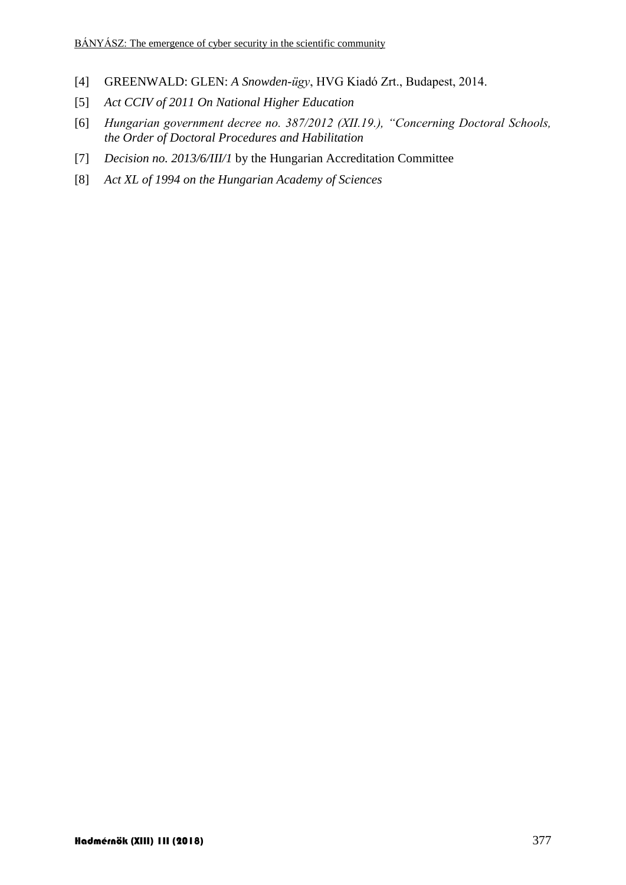[4] GREENWALD: GLEN: *A Snowden-ügy*, HVG Kiadó Zrt., Budapest, 2014.

[5] *Act CCIV of 2011 On National Higher Education*

[6] *Hungarian government decree no. 387/2012 (XII.19.), "Concerning Doctoral Schools, the Order of Doctoral Procedures and Habilitation*

[7] *Decision no. 2013/6/III/1* by the Hungarian Accreditation Committee

[8] *Act XL of 1994 on the Hungarian Academy of Sciences*